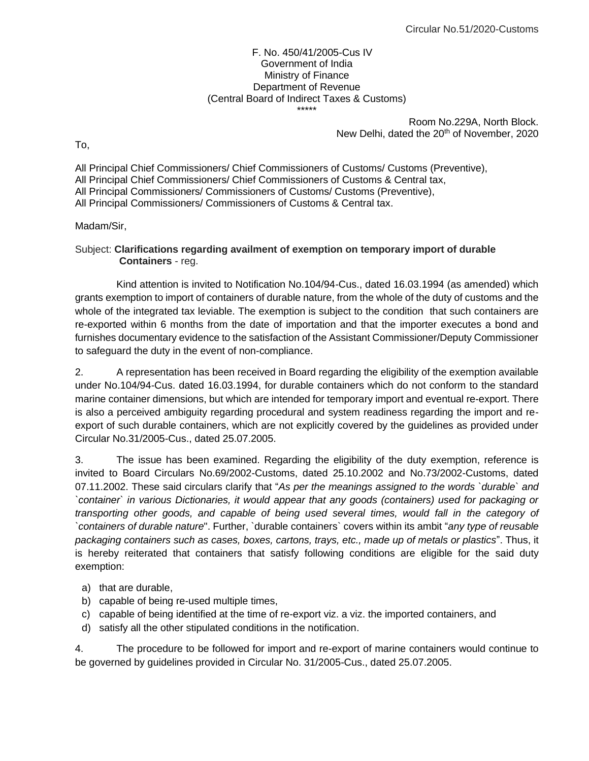Circular No.51/2020-Customs

F. No. 450/41/2005-Cus IV
Government of India
Ministry of Finance
Department of Revenue
(Central Board of Indirect Taxes & Customs)
\*\*\*\*\*

Room No.229A, North Block.
New Delhi, dated the 20th of November, 2020

To,

All Principal Chief Commissioners/ Chief Commissioners of Customs/ Customs (Preventive),
All Principal Chief Commissioners/ Chief Commissioners of Customs & Central tax,
All Principal Commissioners/ Commissioners of Customs/ Customs (Preventive),
All Principal Commissioners/ Commissioners of Customs & Central tax.

Madam/Sir,

Subject: **Clarifications regarding availment of exemption on temporary import of durable Containers** - reg.

Kind attention is invited to Notification No.104/94-Cus., dated 16.03.1994 (as amended) which grants exemption to import of containers of durable nature, from the whole of the duty of customs and the whole of the integrated tax leviable. The exemption is subject to the condition that such containers are re-exported within 6 months from the date of importation and that the importer executes a bond and furnishes documentary evidence to the satisfaction of the Assistant Commissioner/Deputy Commissioner to safeguard the duty in the event of non-compliance.

2. A representation has been received in Board regarding the eligibility of the exemption available under No.104/94-Cus. dated 16.03.1994, for durable containers which do not conform to the standard marine container dimensions, but which are intended for temporary import and eventual re-export. There is also a perceived ambiguity regarding procedural and system readiness regarding the import and re-export of such durable containers, which are not explicitly covered by the guidelines as provided under Circular No.31/2005-Cus., dated 25.07.2005.

3. The issue has been examined. Regarding the eligibility of the duty exemption, reference is invited to Board Circulars No.69/2002-Customs, dated 25.10.2002 and No.73/2002-Customs, dated 07.11.2002. These said circulars clarify that "*As per the meanings assigned to the words `durable` and `container` in various Dictionaries, it would appear that any goods (containers) used for packaging or transporting other goods, and capable of being used several times, would fall in the category of `containers of durable nature*". Further, `durable containers` covers within its ambit "*any type of reusable packaging containers such as cases, boxes, cartons, trays, etc., made up of metals or plastics*". Thus, it is hereby reiterated that containers that satisfy following conditions are eligible for the said duty exemption:

a) that are durable,
b) capable of being re-used multiple times,
c) capable of being identified at the time of re-export viz. a viz. the imported containers, and
d) satisfy all the other stipulated conditions in the notification.

4. The procedure to be followed for import and re-export of marine containers would continue to be governed by guidelines provided in Circular No. 31/2005-Cus., dated 25.07.2005.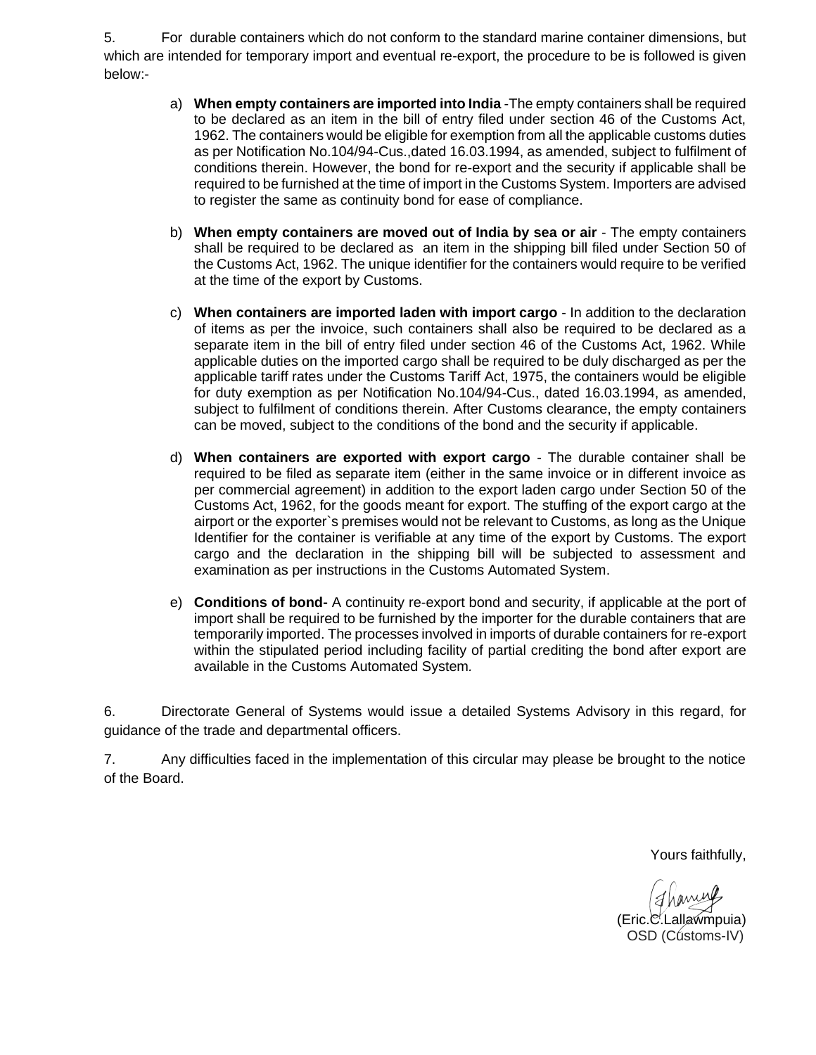5. For durable containers which do not conform to the standard marine container dimensions, but which are intended for temporary import and eventual re-export, the procedure to be is followed is given below:-

a) **When empty containers are imported into India** -The empty containers shall be required to be declared as an item in the bill of entry filed under section 46 of the Customs Act, 1962. The containers would be eligible for exemption from all the applicable customs duties as per Notification No.104/94-Cus.,dated 16.03.1994, as amended, subject to fulfilment of conditions therein. However, the bond for re-export and the security if applicable shall be required to be furnished at the time of import in the Customs System. Importers are advised to register the same as continuity bond for ease of compliance.

b) **When empty containers are moved out of India by sea or air** - The empty containers shall be required to be declared as an item in the shipping bill filed under Section 50 of the Customs Act, 1962. The unique identifier for the containers would require to be verified at the time of the export by Customs.

c) **When containers are imported laden with import cargo** - In addition to the declaration of items as per the invoice, such containers shall also be required to be declared as a separate item in the bill of entry filed under section 46 of the Customs Act, 1962. While applicable duties on the imported cargo shall be required to be duly discharged as per the applicable tariff rates under the Customs Tariff Act, 1975, the containers would be eligible for duty exemption as per Notification No.104/94-Cus., dated 16.03.1994, as amended, subject to fulfilment of conditions therein. After Customs clearance, the empty containers can be moved, subject to the conditions of the bond and the security if applicable.

d) **When containers are exported with export cargo** - The durable container shall be required to be filed as separate item (either in the same invoice or in different invoice as per commercial agreement) in addition to the export laden cargo under Section 50 of the Customs Act, 1962, for the goods meant for export. The stuffing of the export cargo at the airport or the exporter`s premises would not be relevant to Customs, as long as the Unique Identifier for the container is verifiable at any time of the export by Customs. The export cargo and the declaration in the shipping bill will be subjected to assessment and examination as per instructions in the Customs Automated System.

e) **Conditions of bond-** A continuity re-export bond and security, if applicable at the port of import shall be required to be furnished by the importer for the durable containers that are temporarily imported. The processes involved in imports of durable containers for re-export within the stipulated period including facility of partial crediting the bond after export are available in the Customs Automated System.

6. Directorate General of Systems would issue a detailed Systems Advisory in this regard, for guidance of the trade and departmental officers.

7. Any difficulties faced in the implementation of this circular may please be brought to the notice of the Board.

Yours faithfully,

(Eric.C.Lallawmpuia)
OSD (Customs-IV)